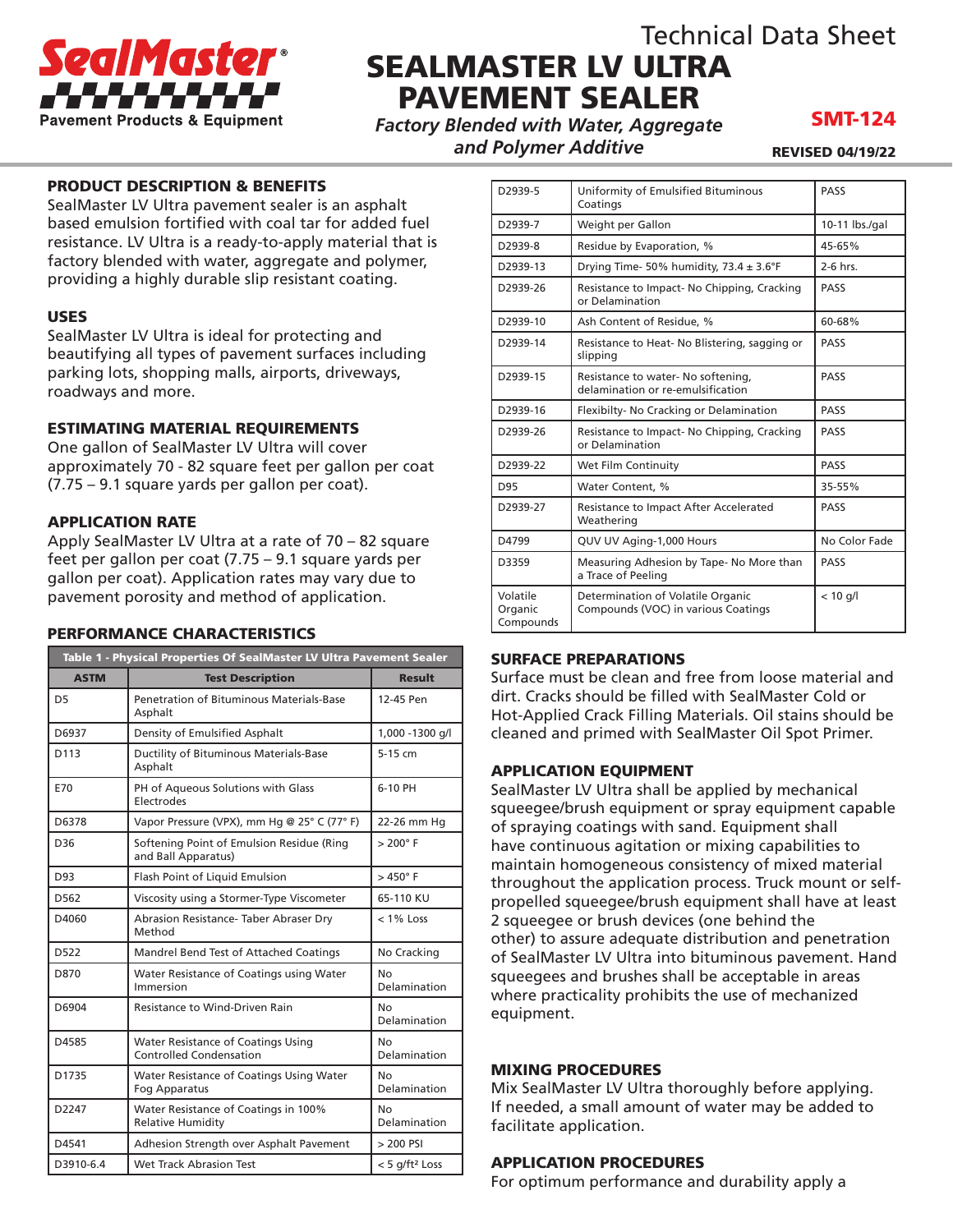SealMaster®

Pavement Products & Equipment

Technical Data Sheet

# SEALMASTER LV ULTRA PAVEMENT SEALER

*Factory Blended with Water, Aggregate and Polymer Additive*

**SMT-124**

**REVISED 04/19/22**

## PRODUCT DESCRIPTION & BENEFITS

SealMaster LV Ultra pavement sealer is an asphalt based emulsion fortified with coal tar for added fuel resistance. LV Ultra is a ready-to-apply material that is factory blended with water, aggregate and polymer, providing a highly durable slip resistant coating.

## USES

SealMaster LV Ultra is ideal for protecting and beautifying all types of pavement surfaces including parking lots, shopping malls, airports, driveways, roadways and more.

## ESTIMATING MATERIAL REQUIREMENTS

One gallon of SealMaster LV Ultra will cover approximately 70 - 82 square feet per gallon per coat (7.75 – 9.1 square yards per gallon per coat).

## APPLICATION RATE

Apply SealMaster LV Ultra at a rate of 70 – 82 square feet per gallon per coat (7.75 – 9.1 square yards per gallon per coat). Application rates may vary due to pavement porosity and method of application.

## PERFORMANCE CHARACTERISTICS

**Table 1 - Physical Properties Of SealMaster LV Ultra Pavement Sealer**

| ASTM | Test Description | Result |
|---|---|---|
| D5 | Penetration of Bituminous Materials-Base Asphalt | 12-45 Pen |
| D6937 | Density of Emulsified Asphalt | 1,000 -1300 g/l |
| D113 | Ductility of Bituminous Materials-Base Asphalt | 5-15 cm |
| E70 | PH of Aqueous Solutions with Glass Electrodes | 6-10 PH |
| D6378 | Vapor Pressure (VPX), mm Hg @ 25° C (77° F) | 22-26 mm Hg |
| D36 | Softening Point of Emulsion Residue (Ring and Ball Apparatus) | > 200° F |
| D93 | Flash Point of Liquid Emulsion | > 450° F |
| D562 | Viscosity using a Stormer-Type Viscometer | 65-110 KU |
| D4060 | Abrasion Resistance- Taber Abraser Dry Method | < 1% Loss |
| D522 | Mandrel Bend Test of Attached Coatings | No Cracking |
| D870 | Water Resistance of Coatings using Water Immersion | No Delamination |
| D6904 | Resistance to Wind-Driven Rain | No Delamination |
| D4585 | Water Resistance of Coatings Using Controlled Condensation | No Delamination |
| D1735 | Water Resistance of Coatings Using Water Fog Apparatus | No Delamination |
| D2247 | Water Resistance of Coatings in 100% Relative Humidity | No Delamination |
| D4541 | Adhesion Strength over Asphalt Pavement | > 200 PSI |
| D3910-6.4 | Wet Track Abrasion Test | < 5 g/ft² Loss |
| D2939-5 | Uniformity of Emulsified Bituminous Coatings | PASS |
| D2939-7 | Weight per Gallon | 10-11 lbs./gal |
| D2939-8 | Residue by Evaporation, % | 45-65% |
| D2939-13 | Drying Time- 50% humidity, 73.4 ± 3.6°F | 2-6 hrs. |
| D2939-26 | Resistance to Impact- No Chipping, Cracking or Delamination | PASS |
| D2939-10 | Ash Content of Residue, % | 60-68% |
| D2939-14 | Resistance to Heat- No Blistering, sagging or slipping | PASS |
| D2939-15 | Resistance to water- No softening, delamination or re-emulsification | PASS |
| D2939-16 | Flexibilty- No Cracking or Delamination | PASS |
| D2939-26 | Resistance to Impact- No Chipping, Cracking or Delamination | PASS |
| D2939-22 | Wet Film Continuity | PASS |
| D95 | Water Content, % | 35-55% |
| D2939-27 | Resistance to Impact After Accelerated Weathering | PASS |
| D4799 | QUV UV Aging-1,000 Hours | No Color Fade |
| D3359 | Measuring Adhesion by Tape- No More than a Trace of Peeling | PASS |
| Volatile Organic Compounds | Determination of Volatile Organic Compounds (VOC) in various Coatings | < 10 g/l |

## SURFACE PREPARATIONS

Surface must be clean and free from loose material and dirt. Cracks should be filled with SealMaster Cold or Hot-Applied Crack Filling Materials. Oil stains should be cleaned and primed with SealMaster Oil Spot Primer.

## APPLICATION EQUIPMENT

SealMaster LV Ultra shall be applied by mechanical squeegee/brush equipment or spray equipment capable of spraying coatings with sand. Equipment shall have continuous agitation or mixing capabilities to maintain homogeneous consistency of mixed material throughout the application process. Truck mount or self-propelled squeegee/brush equipment shall have at least 2 squeegee or brush devices (one behind the other) to assure adequate distribution and penetration of SealMaster LV Ultra into bituminous pavement. Hand squeegees and brushes shall be acceptable in areas where practicality prohibits the use of mechanized equipment.

## MIXING PROCEDURES

Mix SealMaster LV Ultra thoroughly before applying. If needed, a small amount of water may be added to facilitate application.

## APPLICATION PROCEDURES

For optimum performance and durability apply a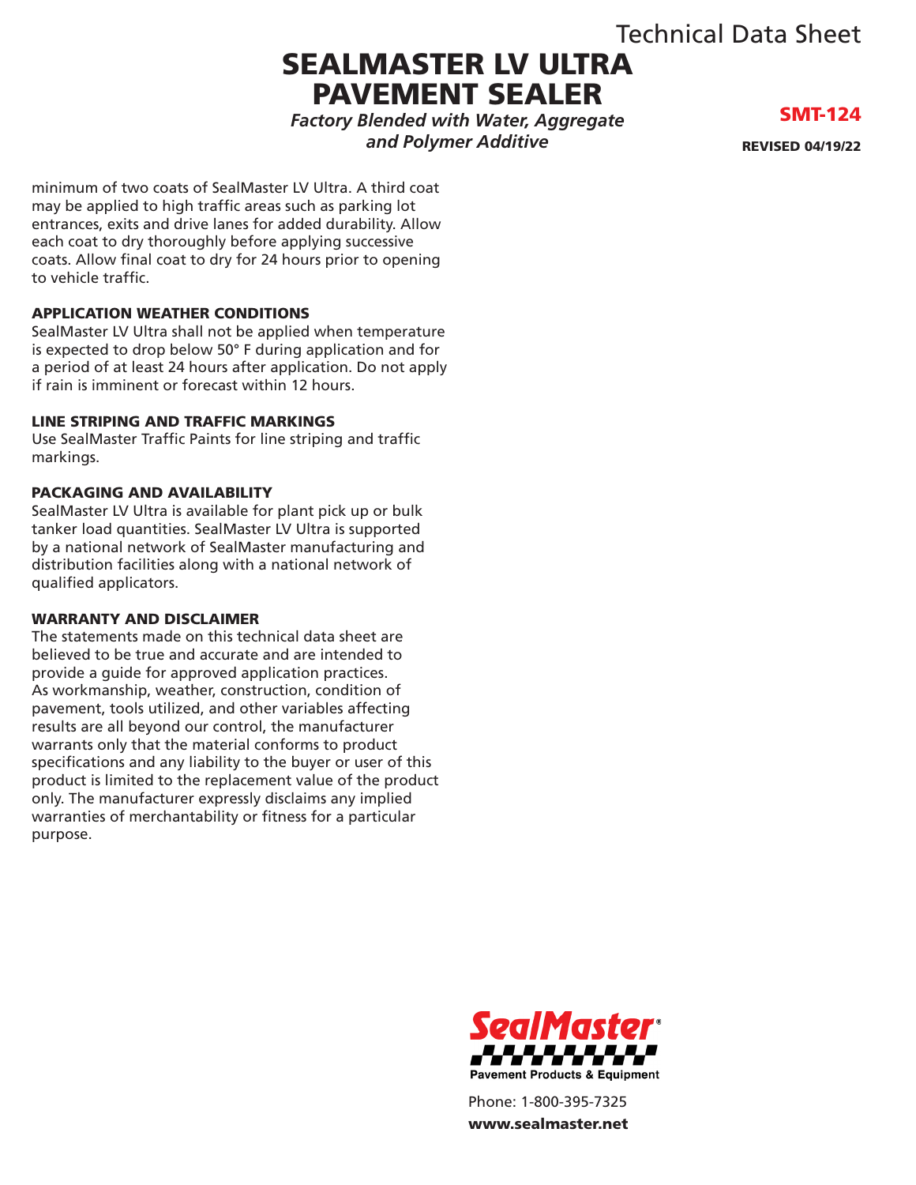Technical Data Sheet

# SEALMASTER LV ULTRA PAVEMENT SEALER

***Factory Blended with Water, Aggregate and Polymer Additive***

**SMT-124**

**REVISED 04/19/22**

minimum of two coats of SealMaster LV Ultra. A third coat may be applied to high traffic areas such as parking lot entrances, exits and drive lanes for added durability. Allow each coat to dry thoroughly before applying successive coats. Allow final coat to dry for 24 hours prior to opening to vehicle traffic.

## APPLICATION WEATHER CONDITIONS

SealMaster LV Ultra shall not be applied when temperature is expected to drop below 50° F during application and for a period of at least 24 hours after application. Do not apply if rain is imminent or forecast within 12 hours.

## LINE STRIPING AND TRAFFIC MARKINGS

Use SealMaster Traffic Paints for line striping and traffic markings.

## PACKAGING AND AVAILABILITY

SealMaster LV Ultra is available for plant pick up or bulk tanker load quantities. SealMaster LV Ultra is supported by a national network of SealMaster manufacturing and distribution facilities along with a national network of qualified applicators.

## WARRANTY AND DISCLAIMER

The statements made on this technical data sheet are believed to be true and accurate and are intended to provide a guide for approved application practices. As workmanship, weather, construction, condition of pavement, tools utilized, and other variables affecting results are all beyond our control, the manufacturer warrants only that the material conforms to product specifications and any liability to the buyer or user of this product is limited to the replacement value of the product only. The manufacturer expressly disclaims any implied warranties of merchantability or fitness for a particular purpose.

SealMaster® Pavement Products & Equipment

Phone: 1-800-395-7325

**www.sealmaster.net**